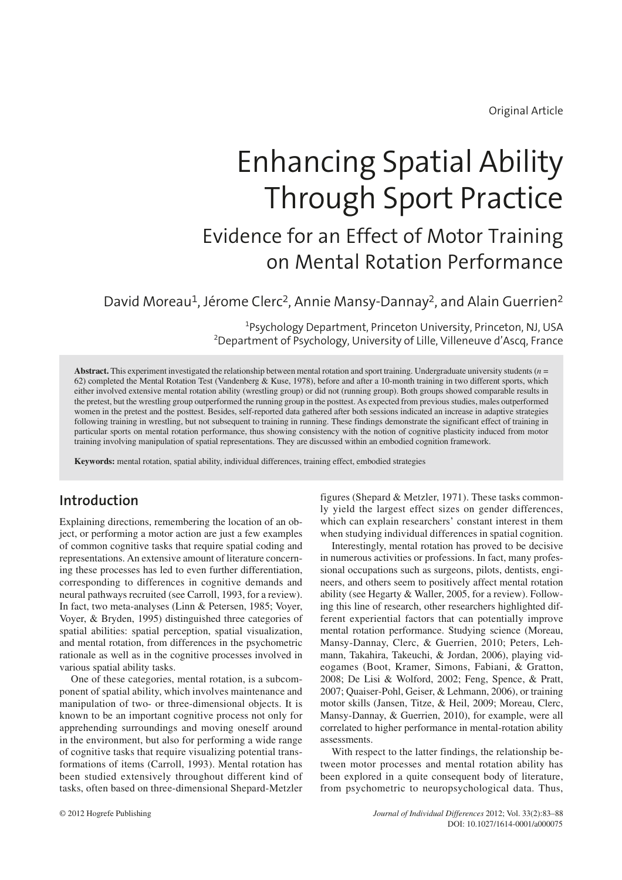Original Article

# Enhancing Spatial Ability Through Sport Practice

## Evidence for an Effect of Motor Training on Mental Rotation Performance

David Moreau[1], Jérome Clerc[2], Annie Mansy-Dannay[2], and Alain Guerrien[2]

[1]Psychology Department, Princeton University, Princeton, NJ, USA
[2]Department of Psychology, University of Lille, Villeneuve d'Ascq, France

**Abstract.** This experiment investigated the relationship between mental rotation and sport training. Undergraduate university students ($n$ = 62) completed the Mental Rotation Test (Vandenberg & Kuse, 1978), before and after a 10-month training in two different sports, which either involved extensive mental rotation ability (wrestling group) or did not (running group). Both groups showed comparable results in the pretest, but the wrestling group outperformed the running group in the posttest. As expected from previous studies, males outperformed women in the pretest and the posttest. Besides, self-reported data gathered after both sessions indicated an increase in adaptive strategies following training in wrestling, but not subsequent to training in running. These findings demonstrate the significant effect of training in particular sports on mental rotation performance, thus showing consistency with the notion of cognitive plasticity induced from motor training involving manipulation of spatial representations. They are discussed within an embodied cognition framework.

**Keywords:** mental rotation, spatial ability, individual differences, training effect, embodied strategies

## Introduction

Explaining directions, remembering the location of an object, or performing a motor action are just a few examples of common cognitive tasks that require spatial coding and representations. An extensive amount of literature concerning these processes has led to even further differentiation, corresponding to differences in cognitive demands and neural pathways recruited (see Carroll, 1993, for a review). In fact, two meta-analyses (Linn & Petersen, 1985; Voyer, Voyer, & Bryden, 1995) distinguished three categories of spatial abilities: spatial perception, spatial visualization, and mental rotation, from differences in the psychometric rationale as well as in the cognitive processes involved in various spatial ability tasks.

One of these categories, mental rotation, is a subcomponent of spatial ability, which involves maintenance and manipulation of two- or three-dimensional objects. It is known to be an important cognitive process not only for apprehending surroundings and moving oneself around in the environment, but also for performing a wide range of cognitive tasks that require visualizing potential transformations of items (Carroll, 1993). Mental rotation has been studied extensively throughout different kind of tasks, often based on three-dimensional Shepard-Metzler figures (Shepard & Metzler, 1971). These tasks commonly yield the largest effect sizes on gender differences, which can explain researchers' constant interest in them when studying individual differences in spatial cognition.

Interestingly, mental rotation has proved to be decisive in numerous activities or professions. In fact, many professional occupations such as surgeons, pilots, dentists, engineers, and others seem to positively affect mental rotation ability (see Hegarty & Waller, 2005, for a review). Following this line of research, other researchers highlighted different experiential factors that can potentially improve mental rotation performance. Studying science (Moreau, Mansy-Dannay, Clerc, & Guerrien, 2010; Peters, Lehmann, Takahira, Takeuchi, & Jordan, 2006), playing videogames (Boot, Kramer, Simons, Fabiani, & Gratton, 2008; De Lisi & Wolford, 2002; Feng, Spence, & Pratt, 2007; Quaiser-Pohl, Geiser, & Lehmann, 2006), or training motor skills (Jansen, Titze, & Heil, 2009; Moreau, Clerc, Mansy-Dannay, & Guerrien, 2010), for example, were all correlated to higher performance in mental-rotation ability assessments.

With respect to the latter findings, the relationship between motor processes and mental rotation ability has been explored in a quite consequent body of literature, from psychometric to neuropsychological data. Thus,

© 2012 Hogrefe Publishing

DOI: 10.1027/1614-0001/a000075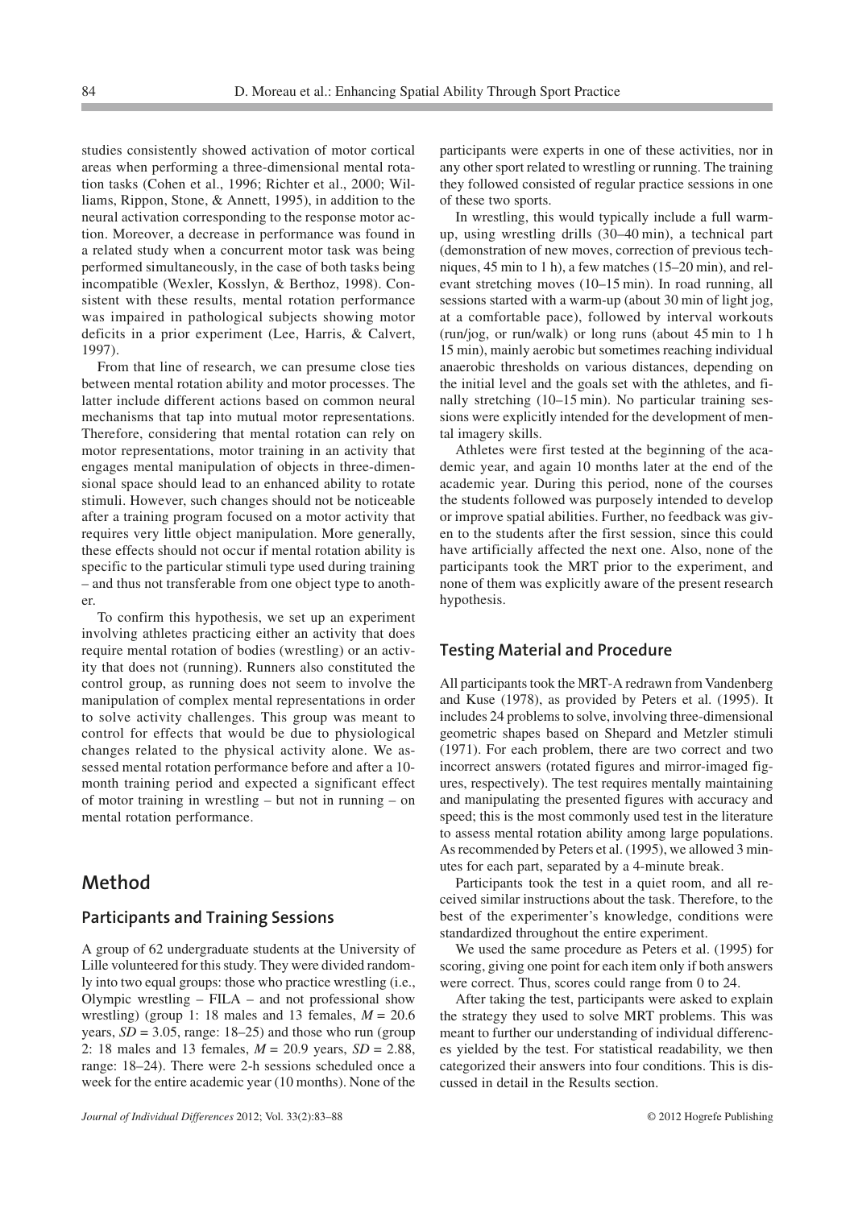studies consistently showed activation of motor cortical areas when performing a three-dimensional mental rotation tasks (Cohen et al., 1996; Richter et al., 2000; Williams, Rippon, Stone, & Annett, 1995), in addition to the neural activation corresponding to the response motor action. Moreover, a decrease in performance was found in a related study when a concurrent motor task was being performed simultaneously, in the case of both tasks being incompatible (Wexler, Kosslyn, & Berthoz, 1998). Consistent with these results, mental rotation performance was impaired in pathological subjects showing motor deficits in a prior experiment (Lee, Harris, & Calvert, 1997).

From that line of research, we can presume close ties between mental rotation ability and motor processes. The latter include different actions based on common neural mechanisms that tap into mutual motor representations. Therefore, considering that mental rotation can rely on motor representations, motor training in an activity that engages mental manipulation of objects in three-dimensional space should lead to an enhanced ability to rotate stimuli. However, such changes should not be noticeable after a training program focused on a motor activity that requires very little object manipulation. More generally, these effects should not occur if mental rotation ability is specific to the particular stimuli type used during training – and thus not transferable from one object type to another.

To confirm this hypothesis, we set up an experiment involving athletes practicing either an activity that does require mental rotation of bodies (wrestling) or an activity that does not (running). Runners also constituted the control group, as running does not seem to involve the manipulation of complex mental representations in order to solve activity challenges. This group was meant to control for effects that would be due to physiological changes related to the physical activity alone. We assessed mental rotation performance before and after a 10-month training period and expected a significant effect of motor training in wrestling – but not in running – on mental rotation performance.

# Method

## Participants and Training Sessions

A group of 62 undergraduate students at the University of Lille volunteered for this study. They were divided randomly into two equal groups: those who practice wrestling (i.e., Olympic wrestling – FILA – and not professional show wrestling) (group 1: 18 males and 13 females, $M = 20.6$ years, $SD = 3.05$, range: 18–25) and those who run (group 2: 18 males and 13 females, $M = 20.9$ years, $SD = 2.88$, range: 18–24). There were 2-h sessions scheduled once a week for the entire academic year (10 months). None of the participants were experts in one of these activities, nor in any other sport related to wrestling or running. The training they followed consisted of regular practice sessions in one of these two sports.

In wrestling, this would typically include a full warm-up, using wrestling drills (30–40 min), a technical part (demonstration of new moves, correction of previous techniques, 45 min to 1 h), a few matches (15–20 min), and relevant stretching moves (10–15 min). In road running, all sessions started with a warm-up (about 30 min of light jog, at a comfortable pace), followed by interval workouts (run/jog, or run/walk) or long runs (about 45 min to 1 h 15 min), mainly aerobic but sometimes reaching individual anaerobic thresholds on various distances, depending on the initial level and the goals set with the athletes, and finally stretching (10–15 min). No particular training sessions were explicitly intended for the development of mental imagery skills.

Athletes were first tested at the beginning of the academic year, and again 10 months later at the end of the academic year. During this period, none of the courses the students followed was purposely intended to develop or improve spatial abilities. Further, no feedback was given to the students after the first session, since this could have artificially affected the next one. Also, none of the participants took the MRT prior to the experiment, and none of them was explicitly aware of the present research hypothesis.

## Testing Material and Procedure

All participants took the MRT-A redrawn from Vandenberg and Kuse (1978), as provided by Peters et al. (1995). It includes 24 problems to solve, involving three-dimensional geometric shapes based on Shepard and Metzler stimuli (1971). For each problem, there are two correct and two incorrect answers (rotated figures and mirror-imaged figures, respectively). The test requires mentally maintaining and manipulating the presented figures with accuracy and speed; this is the most commonly used test in the literature to assess mental rotation ability among large populations. As recommended by Peters et al. (1995), we allowed 3 minutes for each part, separated by a 4-minute break.

Participants took the test in a quiet room, and all received similar instructions about the task. Therefore, to the best of the experimenter's knowledge, conditions were standardized throughout the entire experiment.

We used the same procedure as Peters et al. (1995) for scoring, giving one point for each item only if both answers were correct. Thus, scores could range from 0 to 24.

After taking the test, participants were asked to explain the strategy they used to solve MRT problems. This was meant to further our understanding of individual differences yielded by the test. For statistical readability, we then categorized their answers into four conditions. This is discussed in detail in the Results section.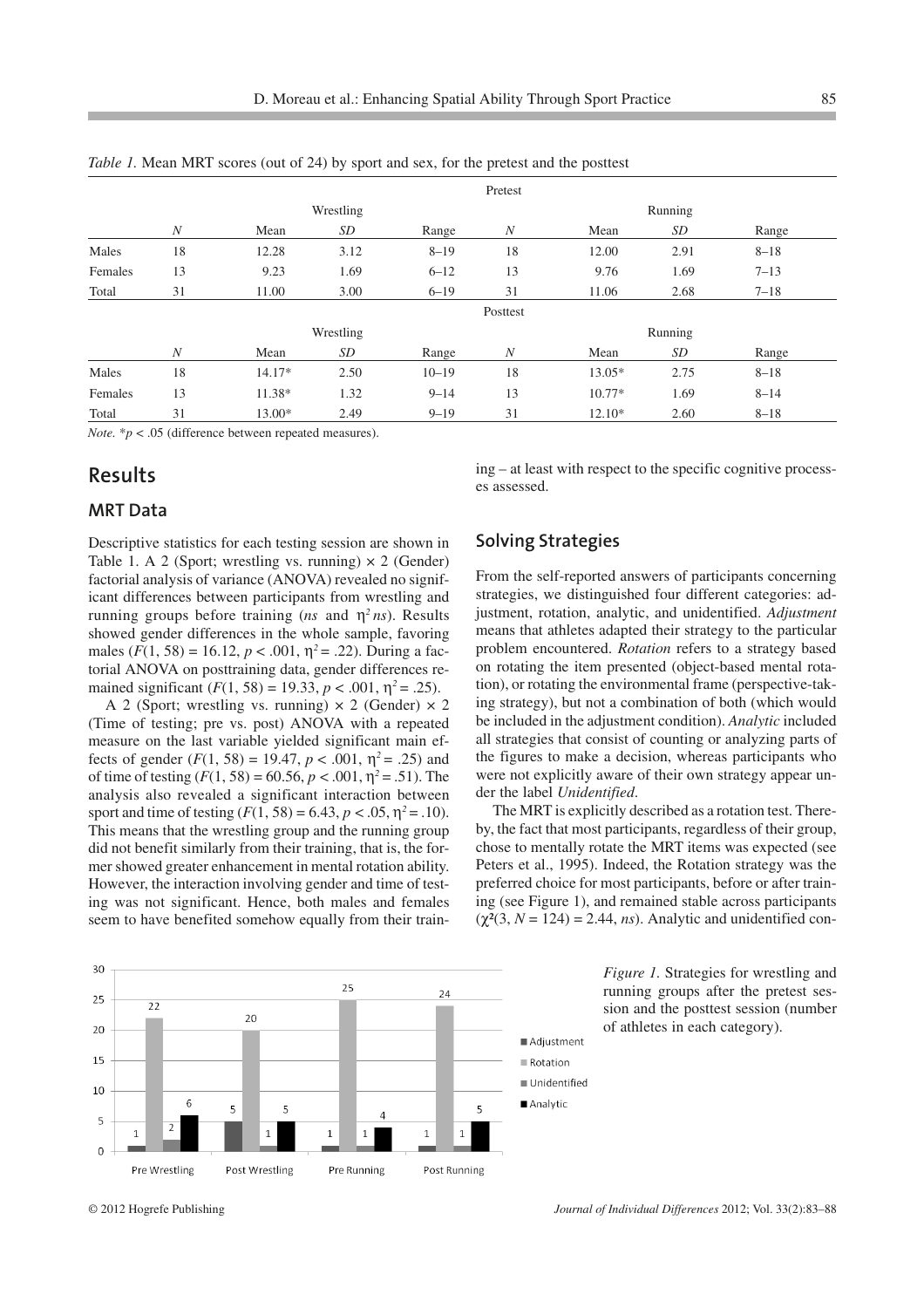*Table 1.* Mean MRT scores (out of 24) by sport and sex, for the pretest and the posttest

| | Pretest | | | | | | | |
|---|---|---|---|---|---|---|---|---|
| | Wrestling | | | | Running | | | |
| | *N* | Mean | *SD* | Range | *N* | Mean | *SD* | Range |
| Males | 18 | 12.28 | 3.12 | 8–19 | 18 | 12.00 | 2.91 | 8–18 |
| Females | 13 | 9.23 | 1.69 | 6–12 | 13 | 9.76 | 1.69 | 7–13 |
| Total | 31 | 11.00 | 3.00 | 6–19 | 31 | 11.06 | 2.68 | 7–18 |
| | **Posttest** | | | | | | | |
| | Wrestling | | | | Running | | | |
| | *N* | Mean | *SD* | Range | *N* | Mean | *SD* | Range |
| Males | 18 | 14.17* | 2.50 | 10–19 | 18 | 13.05* | 2.75 | 8–18 |
| Females | 13 | 11.38* | 1.32 | 9–14 | 13 | 10.77* | 1.69 | 8–14 |
| Total | 31 | 13.00* | 2.49 | 9–19 | 31 | 12.10* | 2.60 | 8–18 |

*Note.* *$p < .05$ (difference between repeated measures).

## Results

### MRT Data

Descriptive statistics for each testing session are shown in Table 1. A 2 (Sport; wrestling vs. running) × 2 (Gender) factorial analysis of variance (ANOVA) revealed no significant differences between participants from wrestling and running groups before training (*ns* and $\eta^2$ *ns*). Results showed gender differences in the whole sample, favoring males ($F(1, 58) = 16.12$, $p < .001$, $\eta^2 = .22$). During a factorial ANOVA on posttraining data, gender differences remained significant ($F(1, 58) = 19.33$, $p < .001$, $\eta^2 = .25$).

A 2 (Sport; wrestling vs. running) × 2 (Gender) × 2 (Time of testing; pre vs. post) ANOVA with a repeated measure on the last variable yielded significant main effects of gender ($F(1, 58) = 19.47$, $p < .001$, $\eta^2 = .25$) and of time of testing ($F(1, 58) = 60.56$, $p < .001$, $\eta^2 = .51$). The analysis also revealed a significant interaction between sport and time of testing ($F(1, 58) = 6.43$, $p < .05$, $\eta^2 = .10$). This means that the wrestling group and the running group did not benefit similarly from their training, that is, the former showed greater enhancement in mental rotation ability. However, the interaction involving gender and time of testing was not significant. Hence, both males and females seem to have benefited somehow equally from their training – at least with respect to the specific cognitive processes assessed.

### Solving Strategies

From the self-reported answers of participants concerning strategies, we distinguished four different categories: adjustment, rotation, analytic, and unidentified. *Adjustment* means that athletes adapted their strategy to the particular problem encountered. *Rotation* refers to a strategy based on rotating the item presented (object-based mental rotation), or rotating the environmental frame (perspective-taking strategy), but not a combination of both (which would be included in the adjustment condition). *Analytic* included all strategies that consist of counting or analyzing parts of the figures to make a decision, whereas participants who were not explicitly aware of their own strategy appear under the label *Unidentified*.

The MRT is explicitly described as a rotation test. Thereby, the fact that most participants, regardless of their group, chose to mentally rotate the MRT items was expected (see Peters et al., 1995). Indeed, the Rotation strategy was the preferred choice for most participants, before or after training (see Figure 1), and remained stable across participants ($\chi^2(3, N = 124) = 2.44$, *ns*). Analytic and unidentified con-

*Figure 1.* Strategies for wrestling and running groups after the pretest session and the posttest session (number of athletes in each category).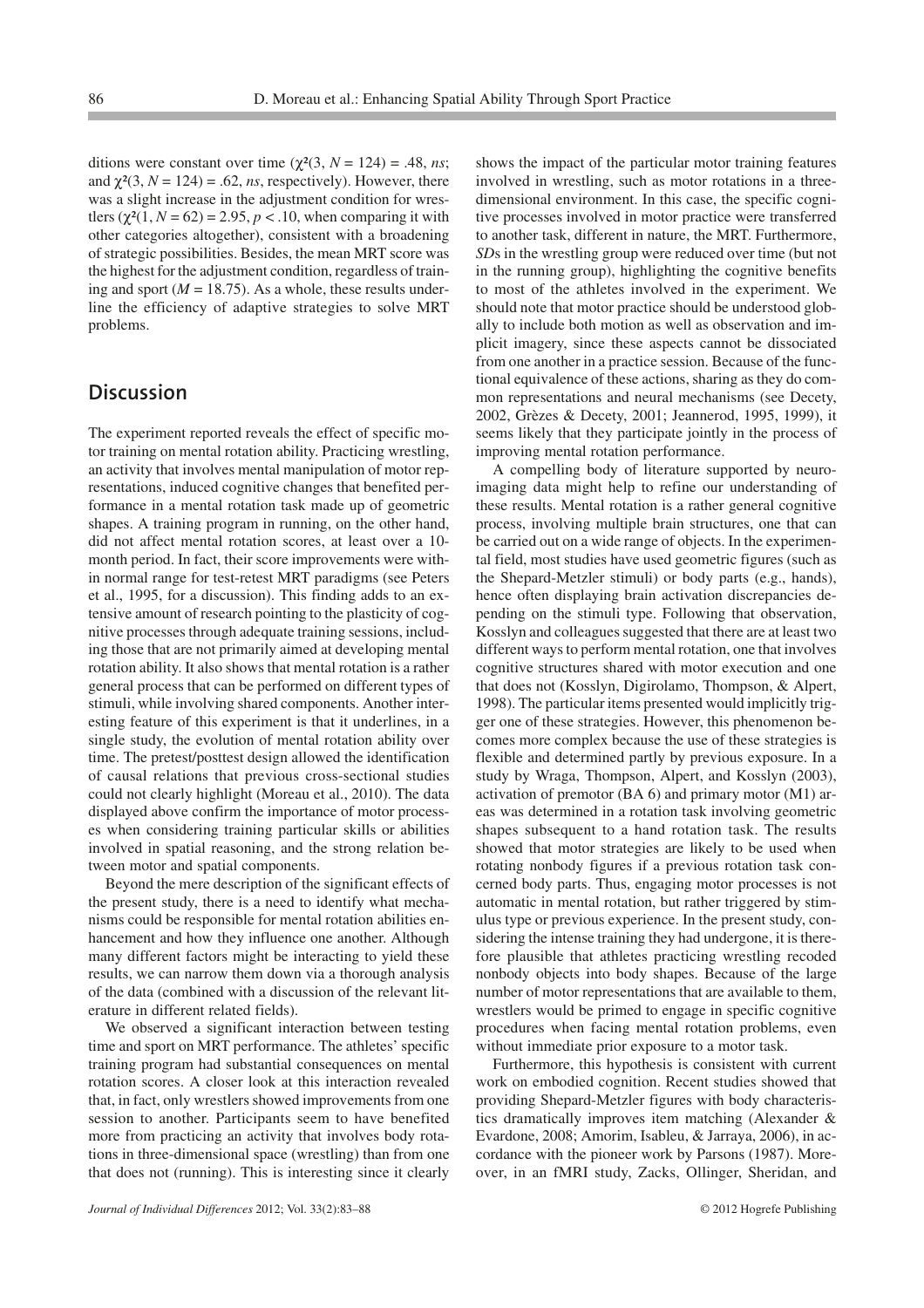ditions were constant over time ($\chi^2(3, N = 124) = .48$, *ns*; and $\chi^2(3, N = 124) = .62$, *ns*, respectively). However, there was a slight increase in the adjustment condition for wrestlers ($\chi^2(1, N = 62) = 2.95$, $p < .10$, when comparing it with other categories altogether), consistent with a broadening of strategic possibilities. Besides, the mean MRT score was the highest for the adjustment condition, regardless of training and sport ($M = 18.75$). As a whole, these results underline the efficiency of adaptive strategies to solve MRT problems.

## Discussion

The experiment reported reveals the effect of specific motor training on mental rotation ability. Practicing wrestling, an activity that involves mental manipulation of motor representations, induced cognitive changes that benefited performance in a mental rotation task made up of geometric shapes. A training program in running, on the other hand, did not affect mental rotation scores, at least over a 10-month period. In fact, their score improvements were within normal range for test-retest MRT paradigms (see Peters et al., 1995, for a discussion). This finding adds to an extensive amount of research pointing to the plasticity of cognitive processes through adequate training sessions, including those that are not primarily aimed at developing mental rotation ability. It also shows that mental rotation is a rather general process that can be performed on different types of stimuli, while involving shared components. Another interesting feature of this experiment is that it underlines, in a single study, the evolution of mental rotation ability over time. The pretest/posttest design allowed the identification of causal relations that previous cross-sectional studies could not clearly highlight (Moreau et al., 2010). The data displayed above confirm the importance of motor processes when considering training particular skills or abilities involved in spatial reasoning, and the strong relation between motor and spatial components.

Beyond the mere description of the significant effects of the present study, there is a need to identify what mechanisms could be responsible for mental rotation abilities enhancement and how they influence one another. Although many different factors might be interacting to yield these results, we can narrow them down via a thorough analysis of the data (combined with a discussion of the relevant literature in different related fields).

We observed a significant interaction between testing time and sport on MRT performance. The athletes' specific training program had substantial consequences on mental rotation scores. A closer look at this interaction revealed that, in fact, only wrestlers showed improvements from one session to another. Participants seem to have benefited more from practicing an activity that involves body rotations in three-dimensional space (wrestling) than from one that does not (running). This is interesting since it clearly shows the impact of the particular motor training features involved in wrestling, such as motor rotations in a three-dimensional environment. In this case, the specific cognitive processes involved in motor practice were transferred to another task, different in nature, the MRT. Furthermore, *SD*s in the wrestling group were reduced over time (but not in the running group), highlighting the cognitive benefits to most of the athletes involved in the experiment. We should note that motor practice should be understood globally to include both motion as well as observation and implicit imagery, since these aspects cannot be dissociated from one another in a practice session. Because of the functional equivalence of these actions, sharing as they do common representations and neural mechanisms (see Decety, 2002, Grèzes & Decety, 2001; Jeannerod, 1995, 1999), it seems likely that they participate jointly in the process of improving mental rotation performance.

A compelling body of literature supported by neuroimaging data might help to refine our understanding of these results. Mental rotation is a rather general cognitive process, involving multiple brain structures, one that can be carried out on a wide range of objects. In the experimental field, most studies have used geometric figures (such as the Shepard-Metzler stimuli) or body parts (e.g., hands), hence often displaying brain activation discrepancies depending on the stimuli type. Following that observation, Kosslyn and colleagues suggested that there are at least two different ways to perform mental rotation, one that involves cognitive structures shared with motor execution and one that does not (Kosslyn, Digirolamo, Thompson, & Alpert, 1998). The particular items presented would implicitly trigger one of these strategies. However, this phenomenon becomes more complex because the use of these strategies is flexible and determined partly by previous exposure. In a study by Wraga, Thompson, Alpert, and Kosslyn (2003), activation of premotor (BA 6) and primary motor (M1) areas was determined in a rotation task involving geometric shapes subsequent to a hand rotation task. The results showed that motor strategies are likely to be used when rotating nonbody figures if a previous rotation task concerned body parts. Thus, engaging motor processes is not automatic in mental rotation, but rather triggered by stimulus type or previous experience. In the present study, considering the intense training they had undergone, it is therefore plausible that athletes practicing wrestling recoded nonbody objects into body shapes. Because of the large number of motor representations that are available to them, wrestlers would be primed to engage in specific cognitive procedures when facing mental rotation problems, even without immediate prior exposure to a motor task.

Furthermore, this hypothesis is consistent with current work on embodied cognition. Recent studies showed that providing Shepard-Metzler figures with body characteristics dramatically improves item matching (Alexander & Evardone, 2008; Amorim, Isableu, & Jarraya, 2006), in accordance with the pioneer work by Parsons (1987). Moreover, in an fMRI study, Zacks, Ollinger, Sheridan, and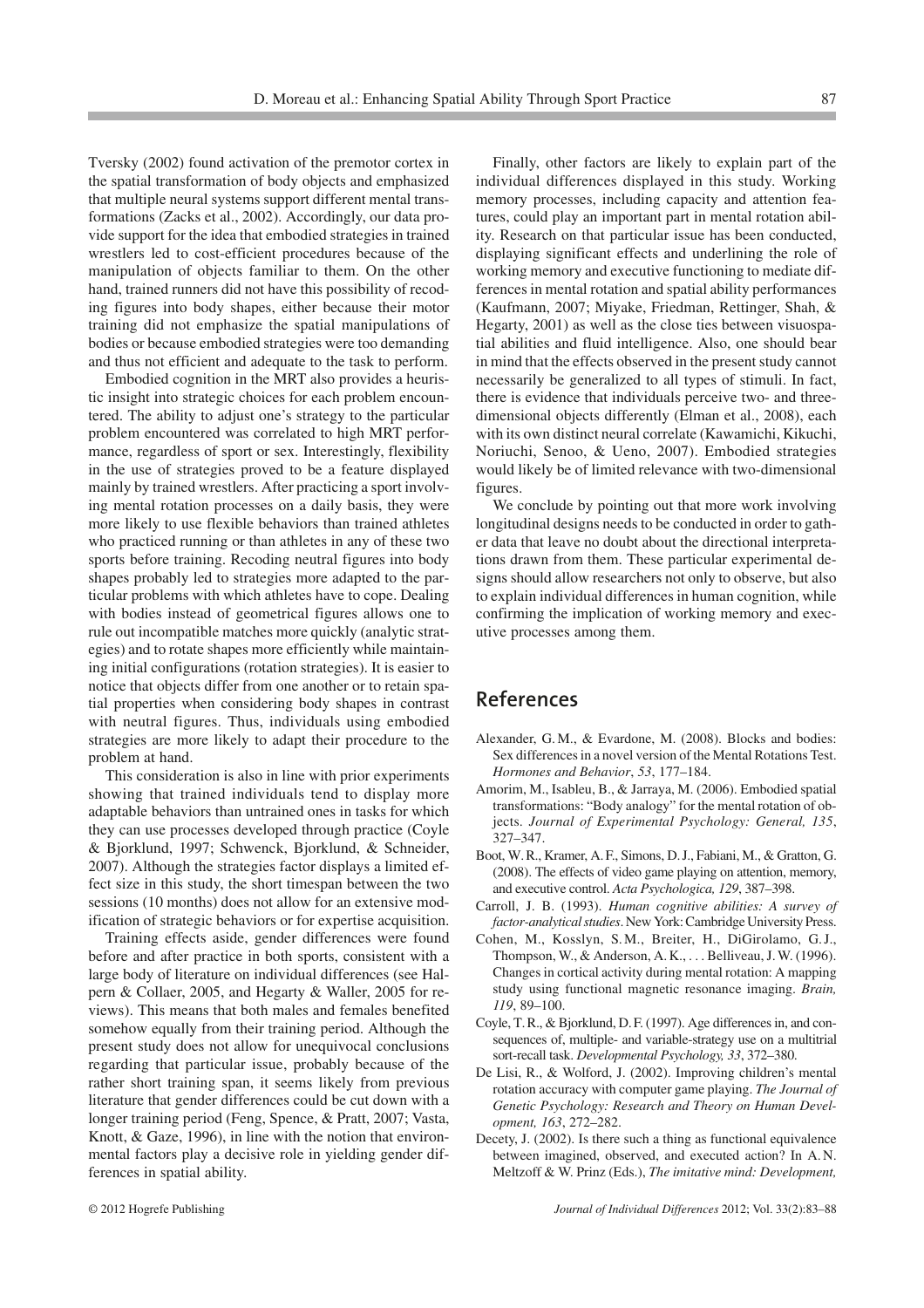Tversky (2002) found activation of the premotor cortex in the spatial transformation of body objects and emphasized that multiple neural systems support different mental transformations (Zacks et al., 2002). Accordingly, our data provide support for the idea that embodied strategies in trained wrestlers led to cost-efficient procedures because of the manipulation of objects familiar to them. On the other hand, trained runners did not have this possibility of recoding figures into body shapes, either because their motor training did not emphasize the spatial manipulations of bodies or because embodied strategies were too demanding and thus not efficient and adequate to the task to perform.

Embodied cognition in the MRT also provides a heuristic insight into strategic choices for each problem encountered. The ability to adjust one's strategy to the particular problem encountered was correlated to high MRT performance, regardless of sport or sex. Interestingly, flexibility in the use of strategies proved to be a feature displayed mainly by trained wrestlers. After practicing a sport involving mental rotation processes on a daily basis, they were more likely to use flexible behaviors than trained athletes who practiced running or than athletes in any of these two sports before training. Recoding neutral figures into body shapes probably led to strategies more adapted to the particular problems with which athletes have to cope. Dealing with bodies instead of geometrical figures allows one to rule out incompatible matches more quickly (analytic strategies) and to rotate shapes more efficiently while maintaining initial configurations (rotation strategies). It is easier to notice that objects differ from one another or to retain spatial properties when considering body shapes in contrast with neutral figures. Thus, individuals using embodied strategies are more likely to adapt their procedure to the problem at hand.

This consideration is also in line with prior experiments showing that trained individuals tend to display more adaptable behaviors than untrained ones in tasks for which they can use processes developed through practice (Coyle & Bjorklund, 1997; Schwenck, Bjorklund, & Schneider, 2007). Although the strategies factor displays a limited effect size in this study, the short timespan between the two sessions (10 months) does not allow for an extensive modification of strategic behaviors or for expertise acquisition.

Training effects aside, gender differences were found before and after practice in both sports, consistent with a large body of literature on individual differences (see Halpern & Collaer, 2005, and Hegarty & Waller, 2005 for reviews). This means that both males and females benefited somehow equally from their training period. Although the present study does not allow for unequivocal conclusions regarding that particular issue, probably because of the rather short training span, it seems likely from previous literature that gender differences could be cut down with a longer training period (Feng, Spence, & Pratt, 2007; Vasta, Knott, & Gaze, 1996), in line with the notion that environmental factors play a decisive role in yielding gender differences in spatial ability.

Finally, other factors are likely to explain part of the individual differences displayed in this study. Working memory processes, including capacity and attention features, could play an important part in mental rotation ability. Research on that particular issue has been conducted, displaying significant effects and underlining the role of working memory and executive functioning to mediate differences in mental rotation and spatial ability performances (Kaufmann, 2007; Miyake, Friedman, Rettinger, Shah, & Hegarty, 2001) as well as the close ties between visuospatial abilities and fluid intelligence. Also, one should bear in mind that the effects observed in the present study cannot necessarily be generalized to all types of stimuli. In fact, there is evidence that individuals perceive two- and three-dimensional objects differently (Elman et al., 2008), each with its own distinct neural correlate (Kawamichi, Kikuchi, Noriuchi, Senoo, & Ueno, 2007). Embodied strategies would likely be of limited relevance with two-dimensional figures.

We conclude by pointing out that more work involving longitudinal designs needs to be conducted in order to gather data that leave no doubt about the directional interpretations drawn from them. These particular experimental designs should allow researchers not only to observe, but also to explain individual differences in human cognition, while confirming the implication of working memory and executive processes among them.

## References

Alexander, G. M., & Evardone, M. (2008). Blocks and bodies: Sex differences in a novel version of the Mental Rotations Test. *Hormones and Behavior*, *53*, 177–184.

Amorim, M., Isableu, B., & Jarraya, M. (2006). Embodied spatial transformations: "Body analogy" for the mental rotation of objects. *Journal of Experimental Psychology: General, 135*, 327–347.

Boot, W. R., Kramer, A. F., Simons, D. J., Fabiani, M., & Gratton, G. (2008). The effects of video game playing on attention, memory, and executive control. *Acta Psychologica, 129*, 387–398.

Carroll, J. B. (1993). *Human cognitive abilities: A survey of factor-analytical studies*. New York: Cambridge University Press.

Cohen, M., Kosslyn, S. M., Breiter, H., DiGirolamo, G. J., Thompson, W., & Anderson, A. K., . . . Belliveau, J. W. (1996). Changes in cortical activity during mental rotation: A mapping study using functional magnetic resonance imaging. *Brain, 119*, 89–100.

Coyle, T. R., & Bjorklund, D. F. (1997). Age differences in, and consequences of, multiple- and variable-strategy use on a multitrial sort-recall task. *Developmental Psychology, 33*, 372–380.

De Lisi, R., & Wolford, J. (2002). Improving children's mental rotation accuracy with computer game playing. *The Journal of Genetic Psychology: Research and Theory on Human Development, 163*, 272–282.

Decety, J. (2002). Is there such a thing as functional equivalence between imagined, observed, and executed action? In A. N. Meltzoff & W. Prinz (Eds.), *The imitative mind: Development,*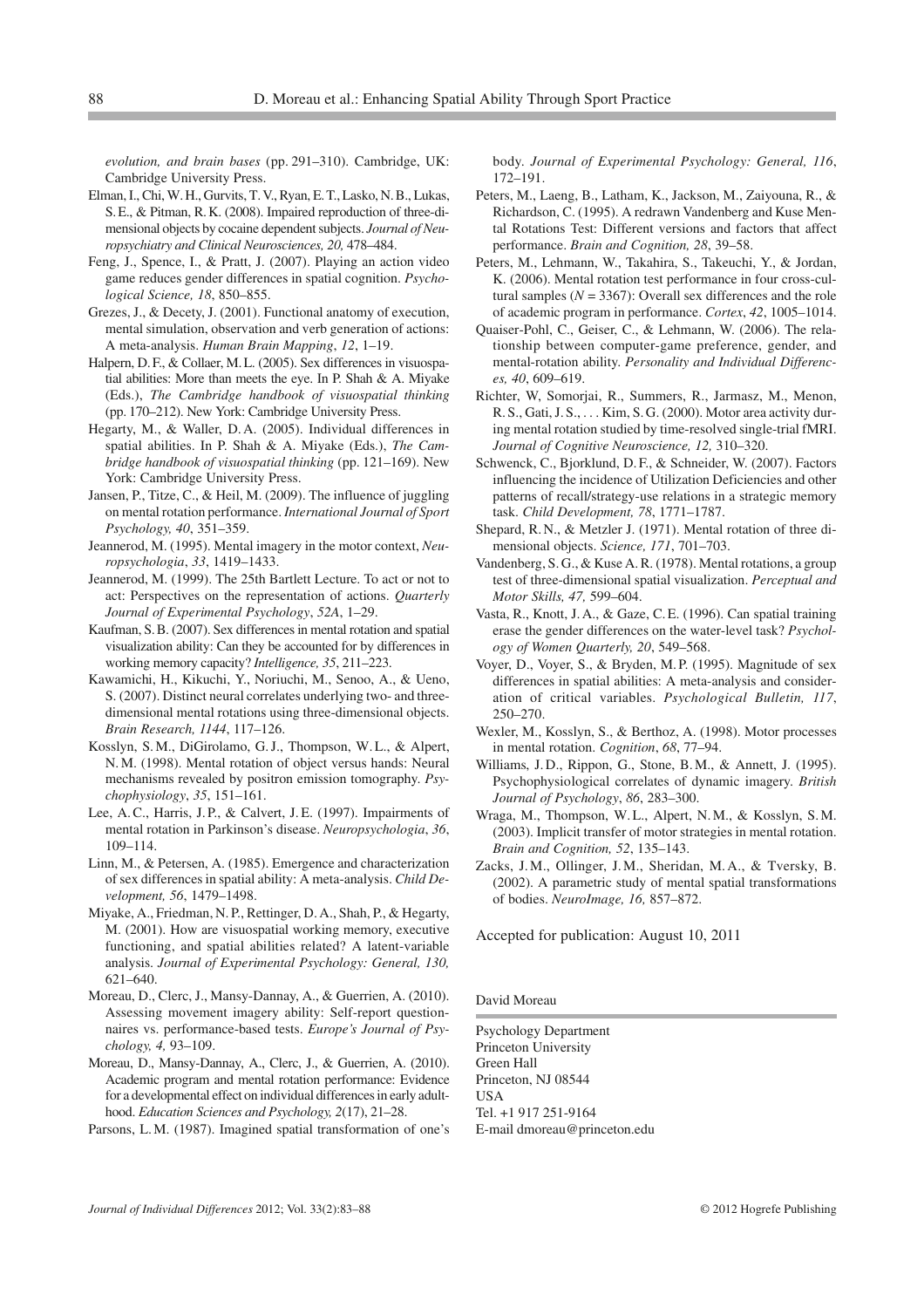*evolution, and brain bases* (pp. 291–310). Cambridge, UK: Cambridge University Press.

Elman, I., Chi, W. H., Gurvits, T. V., Ryan, E. T., Lasko, N. B., Lukas, S. E., & Pitman, R. K. (2008). Impaired reproduction of three-dimensional objects by cocaine dependent subjects. *Journal of Neuropsychiatry and Clinical Neurosciences, 20,* 478–484.

Feng, J., Spence, I., & Pratt, J. (2007). Playing an action video game reduces gender differences in spatial cognition. *Psychological Science, 18*, 850–855.

Grezes, J., & Decety, J. (2001). Functional anatomy of execution, mental simulation, observation and verb generation of actions: A meta-analysis. *Human Brain Mapping*, *12*, 1–19.

Halpern, D. F., & Collaer, M. L. (2005). Sex differences in visuospatial abilities: More than meets the eye. In P. Shah & A. Miyake (Eds.), *The Cambridge handbook of visuospatial thinking* (pp. 170–212). New York: Cambridge University Press.

Hegarty, M., & Waller, D. A. (2005). Individual differences in spatial abilities. In P. Shah & A. Miyake (Eds.), *The Cambridge handbook of visuospatial thinking* (pp. 121–169). New York: Cambridge University Press.

Jansen, P., Titze, C., & Heil, M. (2009). The influence of juggling on mental rotation performance. *International Journal of Sport Psychology, 40*, 351–359.

Jeannerod, M. (1995). Mental imagery in the motor context, *Neuropsychologia*, *33*, 1419–1433.

Jeannerod, M. (1999). The 25th Bartlett Lecture. To act or not to act: Perspectives on the representation of actions. *Quarterly Journal of Experimental Psychology*, *52A*, 1–29.

Kaufman, S. B. (2007). Sex differences in mental rotation and spatial visualization ability: Can they be accounted for by differences in working memory capacity? *Intelligence, 35*, 211–223.

Kawamichi, H., Kikuchi, Y., Noriuchi, M., Senoo, A., & Ueno, S. (2007). Distinct neural correlates underlying two- and three-dimensional mental rotations using three-dimensional objects. *Brain Research, 1144*, 117–126.

Kosslyn, S. M., DiGirolamo, G. J., Thompson, W. L., & Alpert, N. M. (1998). Mental rotation of object versus hands: Neural mechanisms revealed by positron emission tomography. *Psychophysiology*, *35*, 151–161.

Lee, A. C., Harris, J. P., & Calvert, J. E. (1997). Impairments of mental rotation in Parkinson's disease. *Neuropsychologia*, *36*, 109–114.

Linn, M., & Petersen, A. (1985). Emergence and characterization of sex differences in spatial ability: A meta-analysis. *Child Development, 56*, 1479–1498.

Miyake, A., Friedman, N. P., Rettinger, D. A., Shah, P., & Hegarty, M. (2001). How are visuospatial working memory, executive functioning, and spatial abilities related? A latent-variable analysis. *Journal of Experimental Psychology: General, 130,* 621–640.

Moreau, D., Clerc, J., Mansy-Dannay, A., & Guerrien, A. (2010). Assessing movement imagery ability: Self-report questionnaires vs. performance-based tests. *Europe's Journal of Psychology, 4,* 93–109.

Moreau, D., Mansy-Dannay, A., Clerc, J., & Guerrien, A. (2010). Academic program and mental rotation performance: Evidence for a developmental effect on individual differences in early adulthood. *Education Sciences and Psychology, 2*(17), 21–28.

Parsons, L. M. (1987). Imagined spatial transformation of one's body. *Journal of Experimental Psychology: General, 116*, 172–191.

Peters, M., Laeng, B., Latham, K., Jackson, M., Zaiyouna, R., & Richardson, C. (1995). A redrawn Vandenberg and Kuse Mental Rotations Test: Different versions and factors that affect performance. *Brain and Cognition, 28*, 39–58.

Peters, M., Lehmann, W., Takahira, S., Takeuchi, Y., & Jordan, K. (2006). Mental rotation test performance in four cross-cultural samples ($N = 3367$): Overall sex differences and the role of academic program in performance. *Cortex*, *42*, 1005–1014.

Quaiser-Pohl, C., Geiser, C., & Lehmann, W. (2006). The relationship between computer-game preference, gender, and mental-rotation ability. *Personality and Individual Differences, 40*, 609–619.

Richter, W., Somorjai, R., Summers, R., Jarmasz, M., Menon, R. S., Gati, J. S., ... Kim, S. G. (2000). Motor area activity during mental rotation studied by time-resolved single-trial fMRI. *Journal of Cognitive Neuroscience, 12,* 310–320.

Schwenck, C., Bjorklund, D. F., & Schneider, W. (2007). Factors influencing the incidence of Utilization Deficiencies and other patterns of recall/strategy-use relations in a strategic memory task. *Child Development, 78*, 1771–1787.

Shepard, R. N., & Metzler J. (1971). Mental rotation of three dimensional objects. *Science, 171*, 701–703.

Vandenberg, S. G., & Kuse A. R. (1978). Mental rotations, a group test of three-dimensional spatial visualization. *Perceptual and Motor Skills, 47,* 599–604.

Vasta, R., Knott, J. A., & Gaze, C. E. (1996). Can spatial training erase the gender differences on the water-level task? *Psychology of Women Quarterly, 20*, 549–568.

Voyer, D., Voyer, S., & Bryden, M. P. (1995). Magnitude of sex differences in spatial abilities: A meta-analysis and consideration of critical variables. *Psychological Bulletin, 117*, 250–270.

Wexler, M., Kosslyn, S., & Berthoz, A. (1998). Motor processes in mental rotation. *Cognition*, *68*, 77–94.

Williams, J. D., Rippon, G., Stone, B. M., & Annett, J. (1995). Psychophysiological correlates of dynamic imagery. *British Journal of Psychology*, *86*, 283–300.

Wraga, M., Thompson, W. L., Alpert, N. M., & Kosslyn, S. M. (2003). Implicit transfer of motor strategies in mental rotation. *Brain and Cognition, 52*, 135–143.

Zacks, J. M., Ollinger, J. M., Sheridan, M. A., & Tversky, B. (2002). A parametric study of mental spatial transformations of bodies. *NeuroImage, 16,* 857–872.

Accepted for publication: August 10, 2011

David Moreau

Psychology Department
Princeton University
Green Hall
Princeton, NJ 08544
USA
Tel. +1 917 251-9164
E-mail dmoreau@princeton.edu